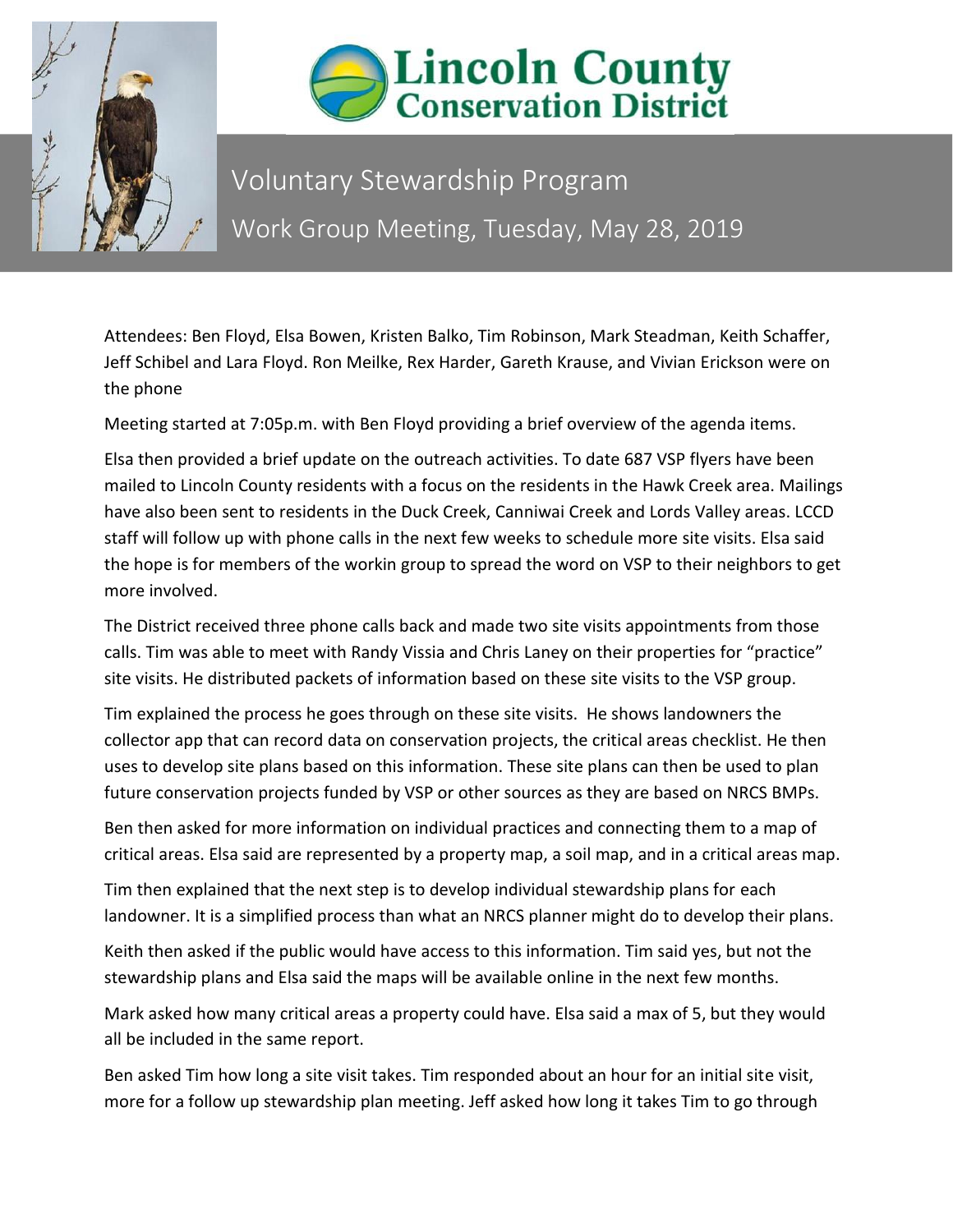# Lincoln County Conservation District

## Voluntary Stewardship Program

## Work Group Meeting, Tuesday, May 28, 2019

Attendees: Ben Floyd, Elsa Bowen, Kristen Balko, Tim Robinson, Mark Steadman, Keith Schaffer, Jeff Schibel and Lara Floyd. Ron Meilke, Rex Harder, Gareth Krause, and Vivian Erickson were on the phone

Meeting started at 7:05p.m. with Ben Floyd providing a brief overview of the agenda items.

Elsa then provided a brief update on the outreach activities. To date 687 VSP flyers have been mailed to Lincoln County residents with a focus on the residents in the Hawk Creek area. Mailings have also been sent to residents in the Duck Creek, Canniwai Creek and Lords Valley areas. LCCD staff will follow up with phone calls in the next few weeks to schedule more site visits. Elsa said the hope is for members of the workin group to spread the word on VSP to their neighbors to get more involved.

The District received three phone calls back and made two site visits appointments from those calls. Tim was able to meet with Randy Vissia and Chris Laney on their properties for "practice" site visits. He distributed packets of information based on these site visits to the VSP group.

Tim explained the process he goes through on these site visits. He shows landowners the collector app that can record data on conservation projects, the critical areas checklist. He then uses to develop site plans based on this information. These site plans can then be used to plan future conservation projects funded by VSP or other sources as they are based on NRCS BMPs.

Ben then asked for more information on individual practices and connecting them to a map of critical areas. Elsa said are represented by a property map, a soil map, and in a critical areas map.

Tim then explained that the next step is to develop individual stewardship plans for each landowner. It is a simplified process than what an NRCS planner might do to develop their plans.

Keith then asked if the public would have access to this information. Tim said yes, but not the stewardship plans and Elsa said the maps will be available online in the next few months.

Mark asked how many critical areas a property could have. Elsa said a max of 5, but they would all be included in the same report.

Ben asked Tim how long a site visit takes. Tim responded about an hour for an initial site visit, more for a follow up stewardship plan meeting. Jeff asked how long it takes Tim to go through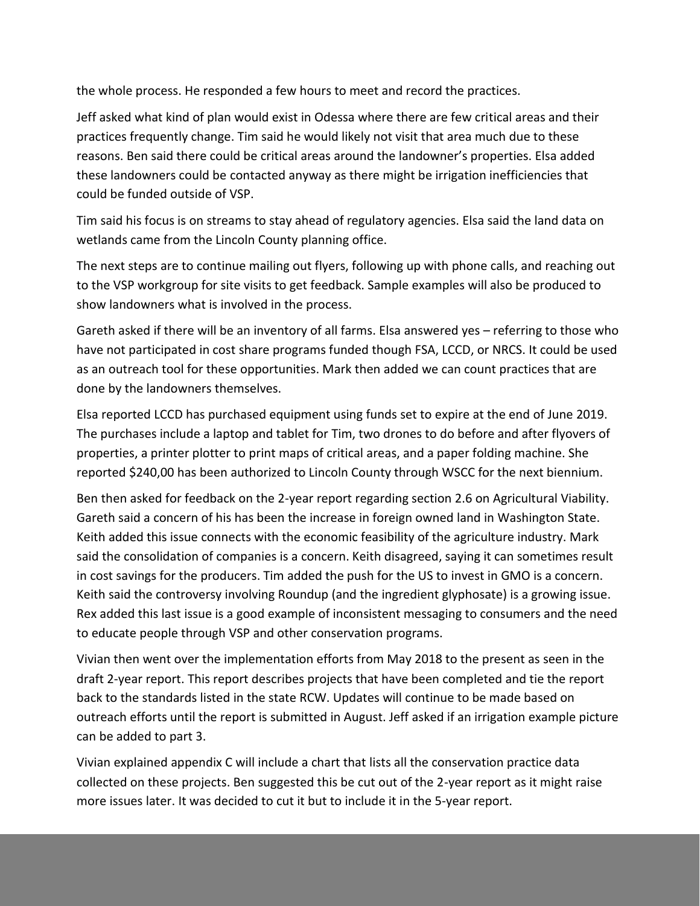the whole process. He responded a few hours to meet and record the practices.

Jeff asked what kind of plan would exist in Odessa where there are few critical areas and their practices frequently change. Tim said he would likely not visit that area much due to these reasons. Ben said there could be critical areas around the landowner's properties. Elsa added these landowners could be contacted anyway as there might be irrigation inefficiencies that could be funded outside of VSP.

Tim said his focus is on streams to stay ahead of regulatory agencies. Elsa said the land data on wetlands came from the Lincoln County planning office.

The next steps are to continue mailing out flyers, following up with phone calls, and reaching out to the VSP workgroup for site visits to get feedback. Sample examples will also be produced to show landowners what is involved in the process.

Gareth asked if there will be an inventory of all farms. Elsa answered yes – referring to those who have not participated in cost share programs funded though FSA, LCCD, or NRCS. It could be used as an outreach tool for these opportunities. Mark then added we can count practices that are done by the landowners themselves.

Elsa reported LCCD has purchased equipment using funds set to expire at the end of June 2019. The purchases include a laptop and tablet for Tim, two drones to do before and after flyovers of properties, a printer plotter to print maps of critical areas, and a paper folding machine. She reported $240,00 has been authorized to Lincoln County through WSCC for the next biennium.

Ben then asked for feedback on the 2-year report regarding section 2.6 on Agricultural Viability. Gareth said a concern of his has been the increase in foreign owned land in Washington State. Keith added this issue connects with the economic feasibility of the agriculture industry. Mark said the consolidation of companies is a concern. Keith disagreed, saying it can sometimes result in cost savings for the producers. Tim added the push for the US to invest in GMO is a concern. Keith said the controversy involving Roundup (and the ingredient glyphosate) is a growing issue. Rex added this last issue is a good example of inconsistent messaging to consumers and the need to educate people through VSP and other conservation programs.

Vivian then went over the implementation efforts from May 2018 to the present as seen in the draft 2-year report. This report describes projects that have been completed and tie the report back to the standards listed in the state RCW. Updates will continue to be made based on outreach efforts until the report is submitted in August. Jeff asked if an irrigation example picture can be added to part 3.

Vivian explained appendix C will include a chart that lists all the conservation practice data collected on these projects. Ben suggested this be cut out of the 2-year report as it might raise more issues later. It was decided to cut it but to include it in the 5-year report.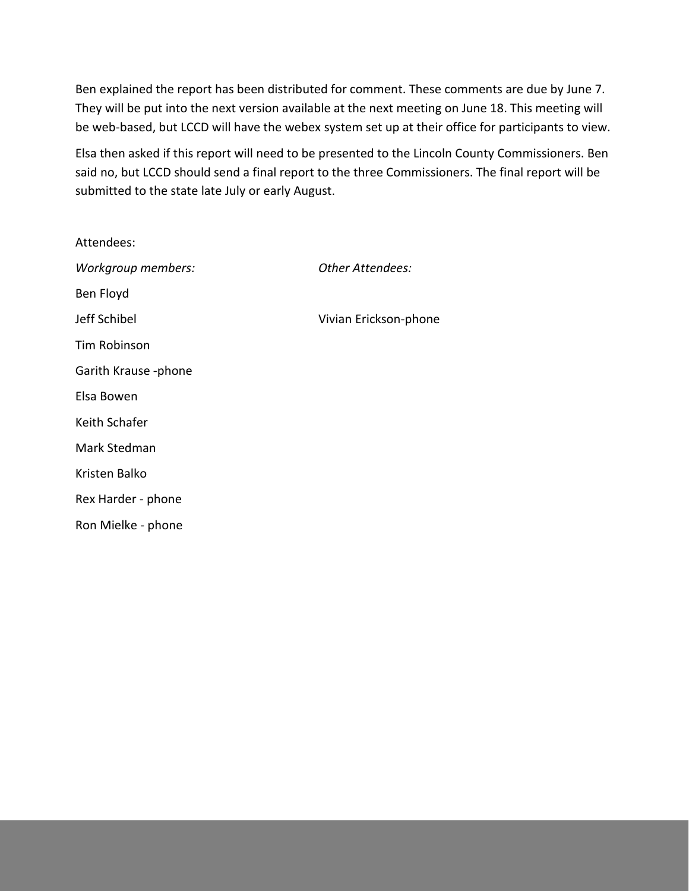Ben explained the report has been distributed for comment. These comments are due by June 7. They will be put into the next version available at the next meeting on June 18. This meeting will be web-based, but LCCD will have the webex system set up at their office for participants to view.

Elsa then asked if this report will need to be presented to the Lincoln County Commissioners. Ben said no, but LCCD should send a final report to the three Commissioners. The final report will be submitted to the state late July or early August.

Attendees:

| *Workgroup members:* | *Other Attendees:* |
|---|---|
| Ben Floyd | |
| Jeff Schibel | Vivian Erickson-phone |
| Tim Robinson | |
| Garith Krause -phone | |
| Elsa Bowen | |
| Keith Schafer | |
| Mark Stedman | |
| Kristen Balko | |
| Rex Harder - phone | |
| Ron Mielke - phone | |